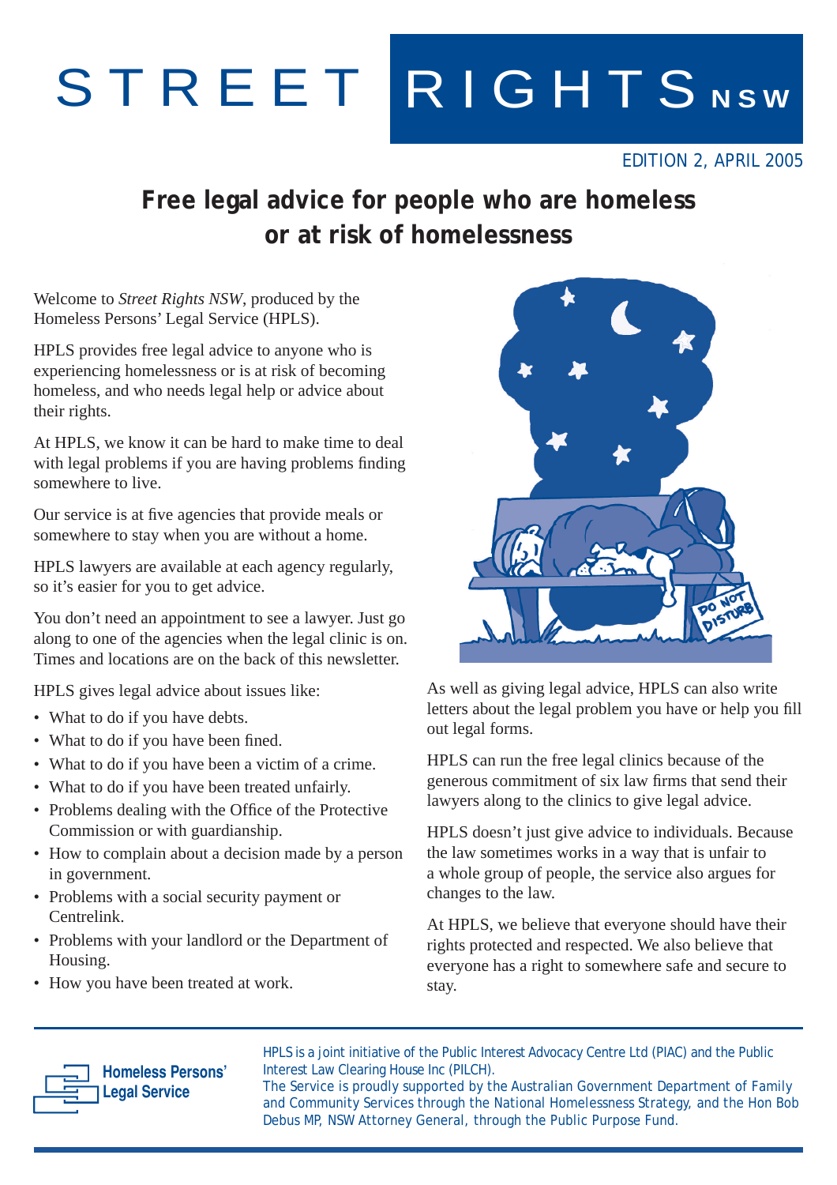# STREET RIGHTS NSW

EDITION 2, APRIL 2005

## Free legal advice for people who are homeless or at risk of homelessness

Welcome to *Street Rights NSW*, produced by the Homeless Persons' Legal Service (HPLS).

HPLS provides free legal advice to anyone who is experiencing homelessness or is at risk of becoming homeless, and who needs legal help or advice about their rights.

At HPLS, we know it can be hard to make time to deal with legal problems if you are having problems finding somewhere to live.

Our service is at five agencies that provide meals or somewhere to stay when you are without a home.

HPLS lawyers are available at each agency regularly, so it's easier for you to get advice.

You don't need an appointment to see a lawyer. Just go along to one of the agencies when the legal clinic is on. Times and locations are on the back of this newsletter.

HPLS gives legal advice about issues like:

- What to do if you have debts.
- What to do if you have been fined.
- What to do if you have been a victim of a crime.
- What to do if you have been treated unfairly.
- Problems dealing with the Office of the Protective Commission or with guardianship.
- How to complain about a decision made by a person in government.
- Problems with a social security payment or Centrelink.
- Problems with your landlord or the Department of Housing.
- How you have been treated at work.

As well as giving legal advice, HPLS can also write letters about the legal problem you have or help you fill out legal forms.

HPLS can run the free legal clinics because of the generous commitment of six law firms that send their lawyers along to the clinics to give legal advice.

HPLS doesn't just give advice to individuals. Because the law sometimes works in a way that is unfair to a whole group of people, the service also argues for changes to the law.

At HPLS, we believe that everyone should have their rights protected and respected. We also believe that everyone has a right to somewhere safe and secure to stay.

**Homeless Persons' Legal Service**

HPLS is a joint initiative of the Public Interest Advocacy Centre Ltd (PIAC) and the Public Interest Law Clearing House Inc (PILCH).
The Service is proudly supported by the Australian Government Department of Family and Community Services through the National Homelessness Strategy, and the Hon Bob Debus MP, NSW Attorney General, through the Public Purpose Fund.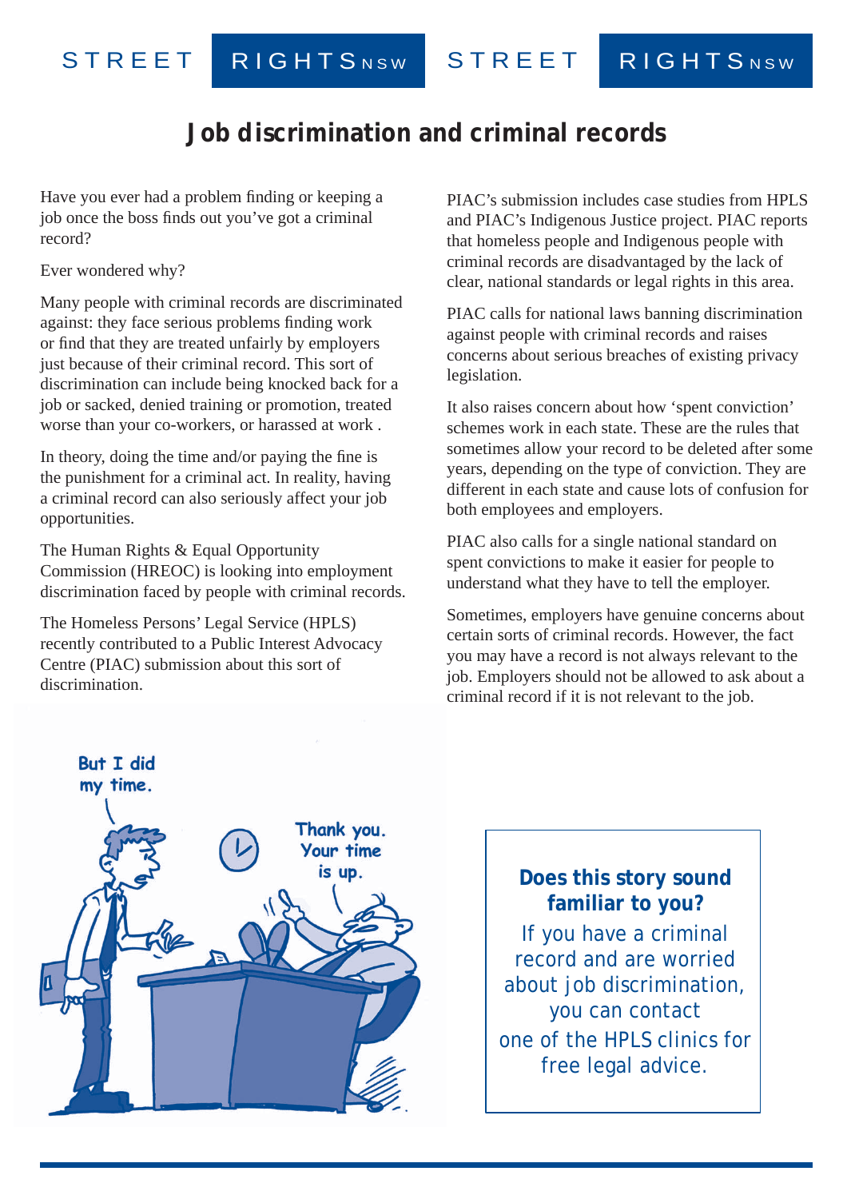# Job discrimination and criminal records

Have you ever had a problem finding or keeping a job once the boss finds out you've got a criminal record?

Ever wondered why?

Many people with criminal records are discriminated against: they face serious problems finding work or find that they are treated unfairly by employers just because of their criminal record. This sort of discrimination can include being knocked back for a job or sacked, denied training or promotion, treated worse than your co-workers, or harassed at work .

In theory, doing the time and/or paying the fine is the punishment for a criminal act. In reality, having a criminal record can also seriously affect your job opportunities.

The Human Rights & Equal Opportunity Commission (HREOC) is looking into employment discrimination faced by people with criminal records.

The Homeless Persons' Legal Service (HPLS) recently contributed to a Public Interest Advocacy Centre (PIAC) submission about this sort of discrimination.

PIAC's submission includes case studies from HPLS and PIAC's Indigenous Justice project. PIAC reports that homeless people and Indigenous people with criminal records are disadvantaged by the lack of clear, national standards or legal rights in this area.

PIAC calls for national laws banning discrimination against people with criminal records and raises concerns about serious breaches of existing privacy legislation.

It also raises concern about how 'spent conviction' schemes work in each state. These are the rules that sometimes allow your record to be deleted after some years, depending on the type of conviction. They are different in each state and cause lots of confusion for both employees and employers.

PIAC also calls for a single national standard on spent convictions to make it easier for people to understand what they have to tell the employer.

Sometimes, employers have genuine concerns about certain sorts of criminal records. However, the fact you may have a record is not always relevant to the job. Employers should not be allowed to ask about a criminal record if it is not relevant to the job.

But I did my time.

Thank you. Your time is up.

**Does this story sound familiar to you?**

If you have a criminal record and are worried about job discrimination, you can contact one of the HPLS clinics for free legal advice.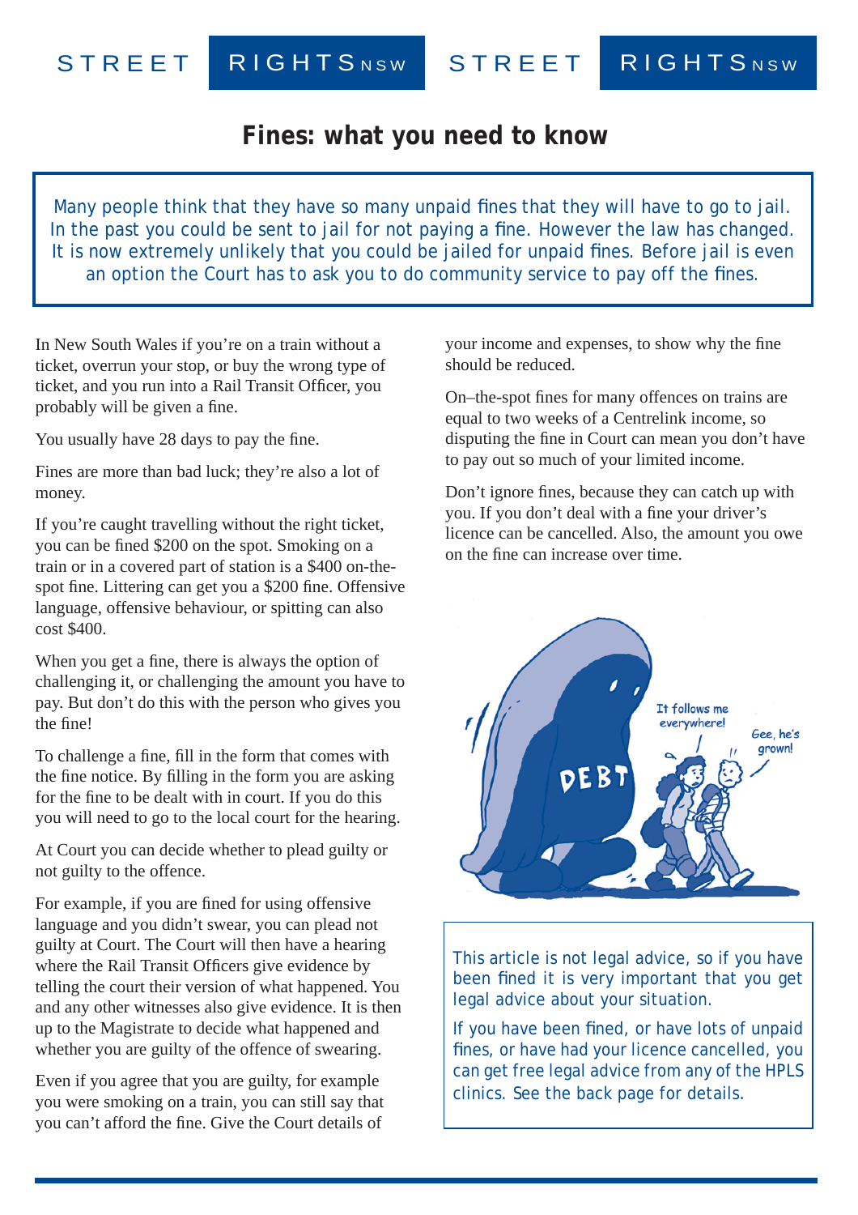# Fines: what you need to know

Many people think that they have so many unpaid fines that they will have to go to jail. In the past you could be sent to jail for not paying a fine. However the law has changed. It is now extremely unlikely that you could be jailed for unpaid fines. Before jail is even an option the Court has to ask you to do community service to pay off the fines.

In New South Wales if you're on a train without a ticket, overrun your stop, or buy the wrong type of ticket, and you run into a Rail Transit Officer, you probably will be given a fine.

You usually have 28 days to pay the fine.

Fines are more than bad luck; they're also a lot of money.

If you're caught travelling without the right ticket, you can be fined $200 on the spot. Smoking on a train or in a covered part of station is a $400 on-the-spot fine. Littering can get you a $200 fine. Offensive language, offensive behaviour, or spitting can also cost $400.

When you get a fine, there is always the option of challenging it, or challenging the amount you have to pay. But don't do this with the person who gives you the fine!

To challenge a fine, fill in the form that comes with the fine notice. By filling in the form you are asking for the fine to be dealt with in court. If you do this you will need to go to the local court for the hearing.

At Court you can decide whether to plead guilty or not guilty to the offence.

For example, if you are fined for using offensive language and you didn't swear, you can plead not guilty at Court. The Court will then have a hearing where the Rail Transit Officers give evidence by telling the court their version of what happened. You and any other witnesses also give evidence. It is then up to the Magistrate to decide what happened and whether you are guilty of the offence of swearing.

Even if you agree that you are guilty, for example you were smoking on a train, you can still say that you can't afford the fine. Give the Court details of your income and expenses, to show why the fine should be reduced.

On–the-spot fines for many offences on trains are equal to two weeks of a Centrelink income, so disputing the fine in Court can mean you don't have to pay out so much of your limited income.

Don't ignore fines, because they can catch up with you. If you don't deal with a fine your driver's licence can be cancelled. Also, the amount you owe on the fine can increase over time.

This article is not legal advice, so if you have been fined it is very important that you get legal advice about your situation.

If you have been fined, or have lots of unpaid fines, or have had your licence cancelled, you can get free legal advice from any of the HPLS clinics. See the back page for details.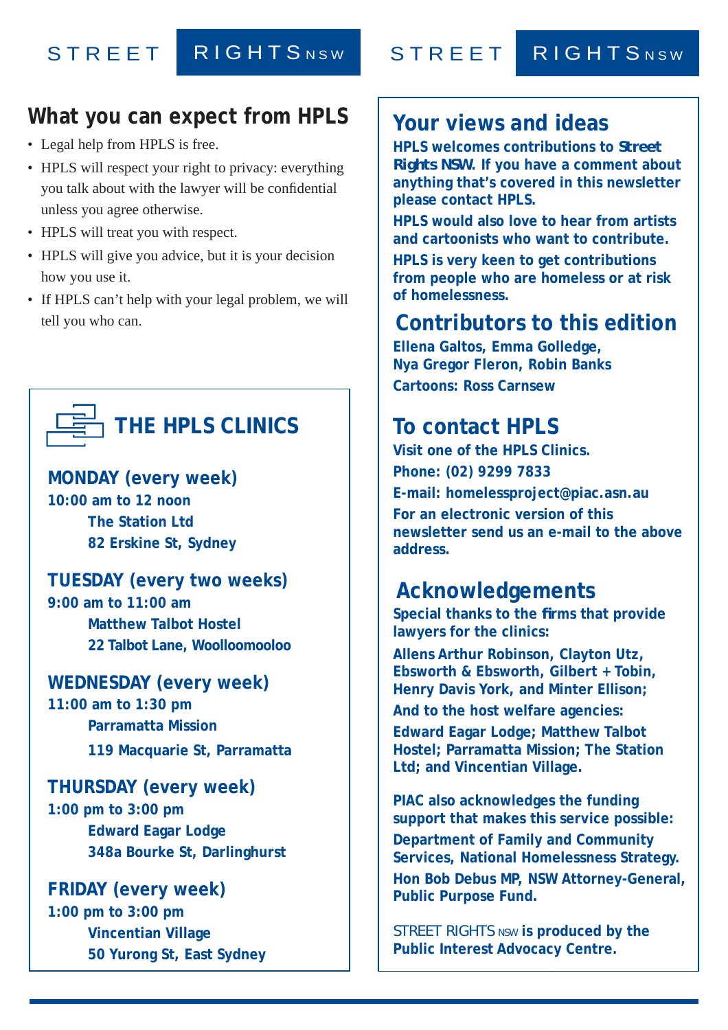## What you can expect from HPLS

- Legal help from HPLS is free.
- HPLS will respect your right to privacy: everything you talk about with the lawyer will be confidential unless you agree otherwise.
- HPLS will treat you with respect.
- HPLS will give you advice, but it is your decision how you use it.
- If HPLS can't help with your legal problem, we will tell you who can.

## THE HPLS CLINICS

**MONDAY (every week)**
**10:00 am to 12 noon**
**The Station Ltd**
**82 Erskine St, Sydney**

**TUESDAY (every two weeks)**
**9:00 am to 11:00 am**
**Matthew Talbot Hostel**
**22 Talbot Lane, Woolloomooloo**

**WEDNESDAY (every week)**
**11:00 am to 1:30 pm**
**Parramatta Mission**
**119 Macquarie St, Parramatta**

**THURSDAY (every week)**
**1:00 pm to 3:00 pm**
**Edward Eagar Lodge**
**348a Bourke St, Darlinghurst**

**FRIDAY (every week)**
**1:00 pm to 3:00 pm**
**Vincentian Village**
**50 Yurong St, East Sydney**

## Your views and ideas

**HPLS welcomes contributions to *Street Rights NSW*. If you have a comment about anything that's covered in this newsletter please contact HPLS.**

**HPLS would also love to hear from artists and cartoonists who want to contribute.**

**HPLS is very keen to get contributions from people who are homeless or at risk of homelessness.**

## Contributors to this edition

**Ellena Galtos, Emma Golledge, Nya Gregor Fleron, Robin Banks**

**Cartoons: Ross Carnsew**

## To contact HPLS

**Visit one of the HPLS Clinics.**

**Phone: (02) 9299 7833**

**E-mail: homelessproject@piac.asn.au**

**For an electronic version of this newsletter send us an e-mail to the above address.**

## Acknowledgements

**Special thanks to the firms that provide lawyers for the clinics:**

**Allens Arthur Robinson, Clayton Utz, Ebsworth & Ebsworth, Gilbert + Tobin, Henry Davis York, and Minter Ellison;**

**And to the host welfare agencies:**

**Edward Eagar Lodge; Matthew Talbot Hostel; Parramatta Mission; The Station Ltd; and Vincentian Village.**

**PIAC also acknowledges the funding support that makes this service possible:**

**Department of Family and Community Services, National Homelessness Strategy.**

**Hon Bob Debus MP, NSW Attorney-General, Public Purpose Fund.**

STREET RIGHTS NSW **is produced by the Public Interest Advocacy Centre.**